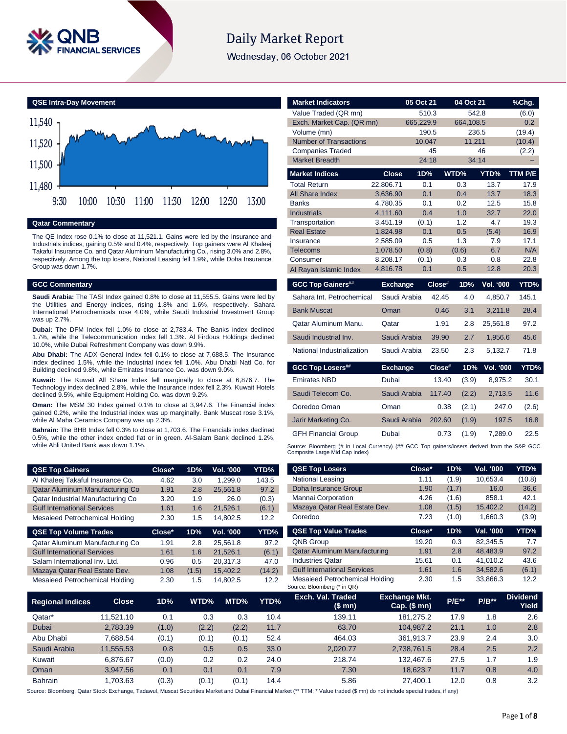# Daily Market Report

Wednesday, 06 October 2021

## QSE Intra-Day Movement

## Qatar Commentary

The QE Index rose 0.1% to close at 11,521.1. Gains were led by the Insurance and Industrials indices, gaining 0.5% and 0.4%, respectively. Top gainers were Al Khaleej Takaful Insurance Co. and Qatar Aluminum Manufacturing Co., rising 3.0% and 2.8%, respectively. Among the top losers, National Leasing fell 1.9%, while Doha Insurance Group was down 1.7%.

## GCC Commentary

**Saudi Arabia:** The TASI Index gained 0.8% to close at 11,555.5. Gains were led by the Utilities and Energy indices, rising 1.8% and 1.6%, respectively. Sahara International Petrochemical rose 4.0%, while Saudi Industrial Investment Group was up 2.7%.

**Dubai:** The DFM Index fell 1.0% to close at 2,783.4. The Banks index declined 1.7%, while the Telecommunication index fell 1.3%. Al Firdous Holdings declined 10.0%, while Dubai Refreshment Company was down 9.9%.

**Abu Dhabi:** The ADX General Index fell 0.1% to close at 7,688.5. The Insurance index declined 1.5%, while the Industrial index fell 1.0%. Abu Dhabi Natl Co. for Building declined 9.8%, while Emirates Insurance Co. was down 9.0%.

**Kuwait:** The Kuwait All Share Index fell marginally to close at 6,876.7. The Technology index declined 2.8%, while the Insurance index fell 2.3%. Kuwait Hotels declined 9.5%, while Equipment Holding Co. was down 9.2%.

**Oman:** The MSM 30 Index gained 0.1% to close at 3,947.6. The Financial index gained 0.2%, while the Industrial index was up marginally. Bank Muscat rose 3.1%, while Al Maha Ceramics Company was up 2.3%.

**Bahrain:** The BHB Index fell 0.3% to close at 1,703.6. The Financials index declined 0.5%, while the other index ended flat or in green. Al-Salam Bank declined 1.2%, while Ahli United Bank was down 1.1%.

| Market Indicators | 05 Oct 21 | 04 Oct 21 | %Chg. |
|---|---|---|---|
| Value Traded (QR mn) | 510.3 | 542.8 | (6.0) |
| Exch. Market Cap. (QR mn) | 665,229.9 | 664,108.5 | 0.2 |
| Volume (mn) | 190.5 | 236.5 | (19.4) |
| Number of Transactions | 10,047 | 11,211 | (10.4) |
| Companies Traded | 45 | 46 | (2.2) |
| Market Breadth | 24:18 | 34:14 | – |

| Market Indices | Close | 1D% | WTD% | YTD% | TTM P/E |
|---|---|---|---|---|---|
| Total Return | 22,806.71 | 0.1 | 0.3 | 13.7 | 17.9 |
| All Share Index | 3,636.90 | 0.1 | 0.4 | 13.7 | 18.3 |
| Banks | 4,780.35 | 0.1 | 0.2 | 12.5 | 15.8 |
| Industrials | 4,111.60 | 0.4 | 1.0 | 32.7 | 22.0 |
| Transportation | 3,451.19 | (0.1) | 1.2 | 4.7 | 19.3 |
| Real Estate | 1,824.98 | 0.1 | 0.5 | (5.4) | 16.9 |
| Insurance | 2,585.09 | 0.5 | 1.3 | 7.9 | 17.1 |
| Telecoms | 1,078.50 | (0.8) | (0.6) | 6.7 | N/A |
| Consumer | 8,208.17 | (0.1) | 0.3 | 0.8 | 22.8 |
| Al Rayan Islamic Index | 4,816.78 | 0.1 | 0.5 | 12.8 | 20.3 |

| GCC Top Gainers## | Exchange | Close# | 1D% | Vol. '000 | YTD% |
|---|---|---|---|---|---|
| Sahara Int. Petrochemical | Saudi Arabia | 42.45 | 4.0 | 4,850.7 | 145.1 |
| Bank Muscat | Oman | 0.46 | 3.1 | 3,211.8 | 28.4 |
| Qatar Aluminum Manu. | Qatar | 1.91 | 2.8 | 25,561.8 | 97.2 |
| Saudi Industrial Inv. | Saudi Arabia | 39.90 | 2.7 | 1,956.6 | 45.6 |
| National Industrialization | Saudi Arabia | 23.50 | 2.3 | 5,132.7 | 71.8 |

| GCC Top Losers## | Exchange | Close# | 1D% | Vol. '000 | YTD% |
|---|---|---|---|---|---|
| Emirates NBD | Dubai | 13.40 | (3.9) | 8,975.2 | 30.1 |
| Saudi Telecom Co. | Saudi Arabia | 117.40 | (2.2) | 2,713.5 | 11.6 |
| Ooredoo Oman | Oman | 0.38 | (2.1) | 247.0 | (2.6) |
| Jarir Marketing Co. | Saudi Arabia | 202.60 | (1.9) | 197.5 | 16.8 |
| GFH Financial Group | Dubai | 0.73 | (1.9) | 7,289.0 | 22.5 |

Source: Bloomberg (# in Local Currency) (## GCC Top gainers/losers derived from the S&P GCC Composite Large Mid Cap Index)

| QSE Top Gainers | Close* | 1D% | Vol. '000 | YTD% |
|---|---|---|---|---|
| Al Khaleej Takaful Insurance Co. | 4.62 | 3.0 | 1,299.0 | 143.5 |
| Qatar Aluminum Manufacturing Co | 1.91 | 2.8 | 25,561.8 | 97.2 |
| Qatar Industrial Manufacturing Co | 3.20 | 1.9 | 26.0 | (0.3) |
| Gulf International Services | 1.61 | 1.6 | 21,526.1 | (6.1) |
| Mesaieed Petrochemical Holding | 2.30 | 1.5 | 14,802.5 | 12.2 |

| QSE Top Volume Trades | Close* | 1D% | Vol. '000 | YTD% |
|---|---|---|---|---|
| Qatar Aluminum Manufacturing Co | 1.91 | 2.8 | 25,561.8 | 97.2 |
| Gulf International Services | 1.61 | 1.6 | 21,526.1 | (6.1) |
| Salam International Inv. Ltd. | 0.96 | 0.5 | 20,317.3 | 47.0 |
| Mazaya Qatar Real Estate Dev. | 1.08 | (1.5) | 15,402.2 | (14.2) |
| Mesaieed Petrochemical Holding | 2.30 | 1.5 | 14,802.5 | 12.2 |

| QSE Top Losers | Close* | 1D% | Vol. '000 | YTD% |
|---|---|---|---|---|
| National Leasing | 1.11 | (1.9) | 10,653.4 | (10.8) |
| Doha Insurance Group | 1.90 | (1.7) | 16.0 | 36.6 |
| Mannai Corporation | 4.26 | (1.6) | 858.1 | 42.1 |
| Mazaya Qatar Real Estate Dev. | 1.08 | (1.5) | 15,402.2 | (14.2) |
| Ooredoo | 7.23 | (1.0) | 1,660.3 | (3.9) |

| QSE Top Value Trades | Close* | 1D% | Val. '000 | YTD% |
|---|---|---|---|---|
| QNB Group | 19.20 | 0.3 | 82,345.5 | 7.7 |
| Qatar Aluminum Manufacturing | 1.91 | 2.8 | 48,483.9 | 97.2 |
| Industries Qatar | 15.61 | 0.1 | 41,010.2 | 43.6 |
| Gulf International Services | 1.61 | 1.6 | 34,582.6 | (6.1) |
| Mesaieed Petrochemical Holding | 2.30 | 1.5 | 33,866.3 | 12.2 |

Source: Bloomberg (* in QR)

| Regional Indices | Close | 1D% | WTD% | MTD% | YTD% | Exch. Val. Traded ($ mn) | Exchange Mkt. Cap. ($ mn) | P/E** | P/B** | Dividend Yield |
|---|---|---|---|---|---|---|---|---|---|---|
| Qatar* | 11,521.10 | 0.1 | 0.3 | 0.3 | 10.4 | 139.11 | 181,275.2 | 17.9 | 1.8 | 2.6 |
| Dubai | 2,783.39 | (1.0) | (2.2) | (2.2) | 11.7 | 63.70 | 104,987.2 | 21.1 | 1.0 | 2.8 |
| Abu Dhabi | 7,688.54 | (0.1) | (0.1) | (0.1) | 52.4 | 464.03 | 361,913.7 | 23.9 | 2.4 | 3.0 |
| Saudi Arabia | 11,555.53 | 0.8 | 0.5 | 0.5 | 33.0 | 2,020.77 | 2,738,761.5 | 28.4 | 2.5 | 2.2 |
| Kuwait | 6,876.67 | (0.0) | 0.2 | 0.2 | 24.0 | 218.74 | 132,467.6 | 27.5 | 1.7 | 1.9 |
| Oman | 3,947.56 | 0.1 | 0.1 | 0.1 | 7.9 | 7.30 | 18,623.7 | 11.7 | 0.8 | 4.0 |
| Bahrain | 1,703.63 | (0.3) | (0.1) | (0.1) | 14.4 | 5.86 | 27,400.1 | 12.0 | 0.8 | 3.2 |

Source: Bloomberg, Qatar Stock Exchange, Tadawul, Muscat Securities Market and Dubai Financial Market (** TTM; * Value traded ($ mn) do not include special trades, if any)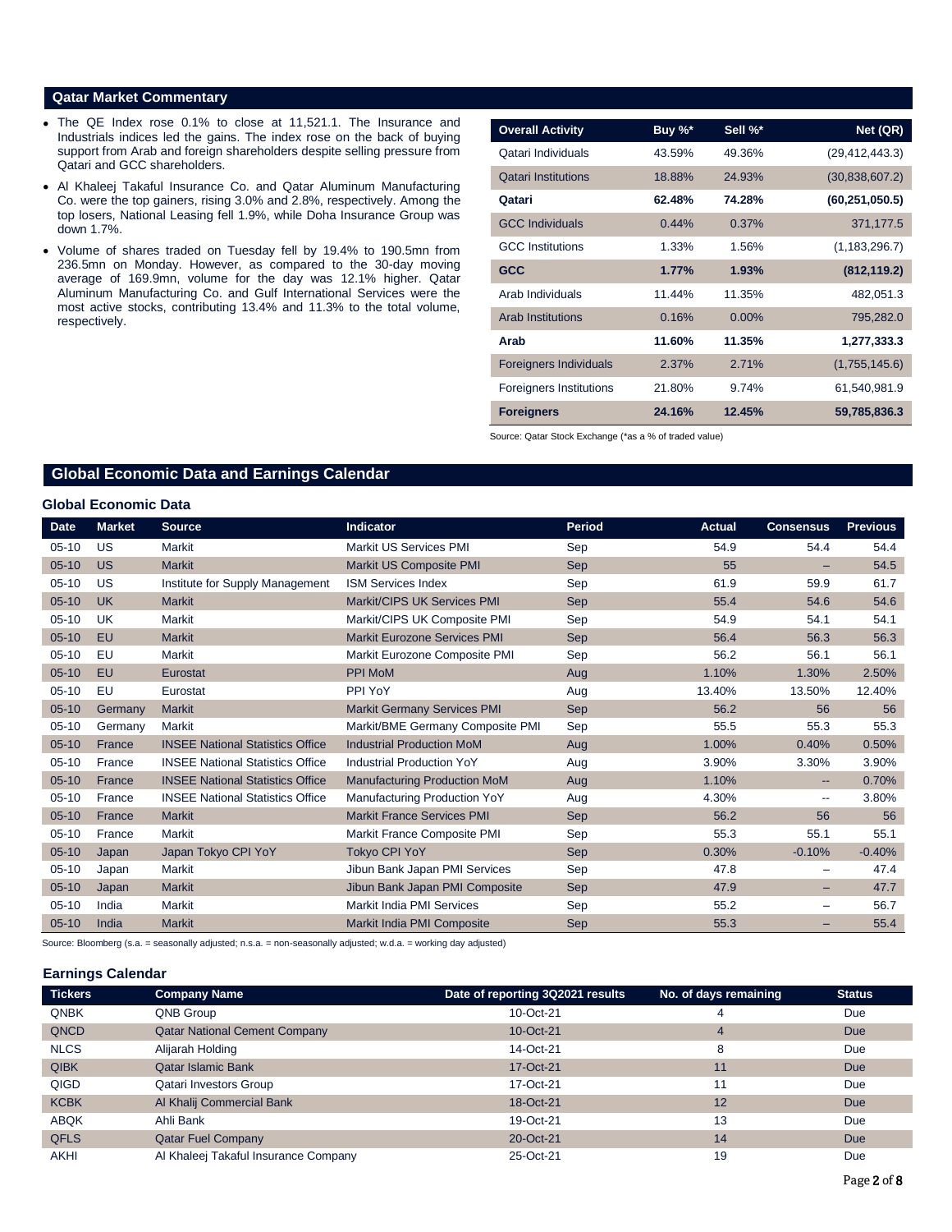## Qatar Market Commentary

- The QE Index rose 0.1% to close at 11,521.1. The Insurance and Industrials indices led the gains. The index rose on the back of buying support from Arab and foreign shareholders despite selling pressure from Qatari and GCC shareholders.
- Al Khaleej Takaful Insurance Co. and Qatar Aluminum Manufacturing Co. were the top gainers, rising 3.0% and 2.8%, respectively. Among the top losers, National Leasing fell 1.9%, while Doha Insurance Group was down 1.7%.
- Volume of shares traded on Tuesday fell by 19.4% to 190.5mn from 236.5mn on Monday. However, as compared to the 30-day moving average of 169.9mn, volume for the day was 12.1% higher. Qatar Aluminum Manufacturing Co. and Gulf International Services were the most active stocks, contributing 13.4% and 11.3% to the total volume, respectively.

| Overall Activity | Buy %* | Sell %* | Net (QR) |
|---|---|---|---|
| Qatari Individuals | 43.59% | 49.36% | (29,412,443.3) |
| Qatari Institutions | 18.88% | 24.93% | (30,838,607.2) |
| **Qatari** | **62.48%** | **74.28%** | **(60,251,050.5)** |
| GCC Individuals | 0.44% | 0.37% | 371,177.5 |
| GCC Institutions | 1.33% | 1.56% | (1,183,296.7) |
| **GCC** | **1.77%** | **1.93%** | **(812,119.2)** |
| Arab Individuals | 11.44% | 11.35% | 482,051.3 |
| Arab Institutions | 0.16% | 0.00% | 795,282.0 |
| **Arab** | **11.60%** | **11.35%** | **1,277,333.3** |
| Foreigners Individuals | 2.37% | 2.71% | (1,755,145.6) |
| Foreigners Institutions | 21.80% | 9.74% | 61,540,981.9 |
| **Foreigners** | **24.16%** | **12.45%** | **59,785,836.3** |

Source: Qatar Stock Exchange (*as a % of traded value)

## Global Economic Data and Earnings Calendar

### Global Economic Data

| Date | Market | Source | Indicator | Period | Actual | Consensus | Previous |
|---|---|---|---|---|---|---|---|
| 05-10 | US | Markit | Markit US Services PMI | Sep | 54.9 | 54.4 | 54.4 |
| 05-10 | US | Markit | Markit US Composite PMI | Sep | 55 | – | 54.5 |
| 05-10 | US | Institute for Supply Management | ISM Services Index | Sep | 61.9 | 59.9 | 61.7 |
| 05-10 | UK | Markit | Markit/CIPS UK Services PMI | Sep | 55.4 | 54.6 | 54.6 |
| 05-10 | UK | Markit | Markit/CIPS UK Composite PMI | Sep | 54.9 | 54.1 | 54.1 |
| 05-10 | EU | Markit | Markit Eurozone Services PMI | Sep | 56.4 | 56.3 | 56.3 |
| 05-10 | EU | Markit | Markit Eurozone Composite PMI | Sep | 56.2 | 56.1 | 56.1 |
| 05-10 | EU | Eurostat | PPI MoM | Aug | 1.10% | 1.30% | 2.50% |
| 05-10 | EU | Eurostat | PPI YoY | Aug | 13.40% | 13.50% | 12.40% |
| 05-10 | Germany | Markit | Markit Germany Services PMI | Sep | 56.2 | 56 | 56 |
| 05-10 | Germany | Markit | Markit/BME Germany Composite PMI | Sep | 55.5 | 55.3 | 55.3 |
| 05-10 | France | INSEE National Statistics Office | Industrial Production MoM | Aug | 1.00% | 0.40% | 0.50% |
| 05-10 | France | INSEE National Statistics Office | Industrial Production YoY | Aug | 3.90% | 3.30% | 3.90% |
| 05-10 | France | INSEE National Statistics Office | Manufacturing Production MoM | Aug | 1.10% | -- | 0.70% |
| 05-10 | France | INSEE National Statistics Office | Manufacturing Production YoY | Aug | 4.30% | -- | 3.80% |
| 05-10 | France | Markit | Markit France Services PMI | Sep | 56.2 | 56 | 56 |
| 05-10 | France | Markit | Markit France Composite PMI | Sep | 55.3 | 55.1 | 55.1 |
| 05-10 | Japan | Japan Tokyo CPI YoY | Tokyo CPI YoY | Sep | 0.30% | -0.10% | -0.40% |
| 05-10 | Japan | Markit | Jibun Bank Japan PMI Services | Sep | 47.8 | – | 47.4 |
| 05-10 | Japan | Markit | Jibun Bank Japan PMI Composite | Sep | 47.9 | – | 47.7 |
| 05-10 | India | Markit | Markit India PMI Services | Sep | 55.2 | – | 56.7 |
| 05-10 | India | Markit | Markit India PMI Composite | Sep | 55.3 | – | 55.4 |

Source: Bloomberg (s.a. = seasonally adjusted; n.s.a. = non-seasonally adjusted; w.d.a. = working day adjusted)

### Earnings Calendar

| Tickers | Company Name | Date of reporting 3Q2021 results | No. of days remaining | Status |
|---|---|---|---|---|
| QNBK | QNB Group | 10-Oct-21 | 4 | Due |
| QNCD | Qatar National Cement Company | 10-Oct-21 | 4 | Due |
| NLCS | Alijarah Holding | 14-Oct-21 | 8 | Due |
| QIBK | Qatar Islamic Bank | 17-Oct-21 | 11 | Due |
| QIGD | Qatari Investors Group | 17-Oct-21 | 11 | Due |
| KCBK | Al Khalij Commercial Bank | 18-Oct-21 | 12 | Due |
| ABQK | Ahli Bank | 19-Oct-21 | 13 | Due |
| QFLS | Qatar Fuel Company | 20-Oct-21 | 14 | Due |
| AKHI | Al Khaleej Takaful Insurance Company | 25-Oct-21 | 19 | Due |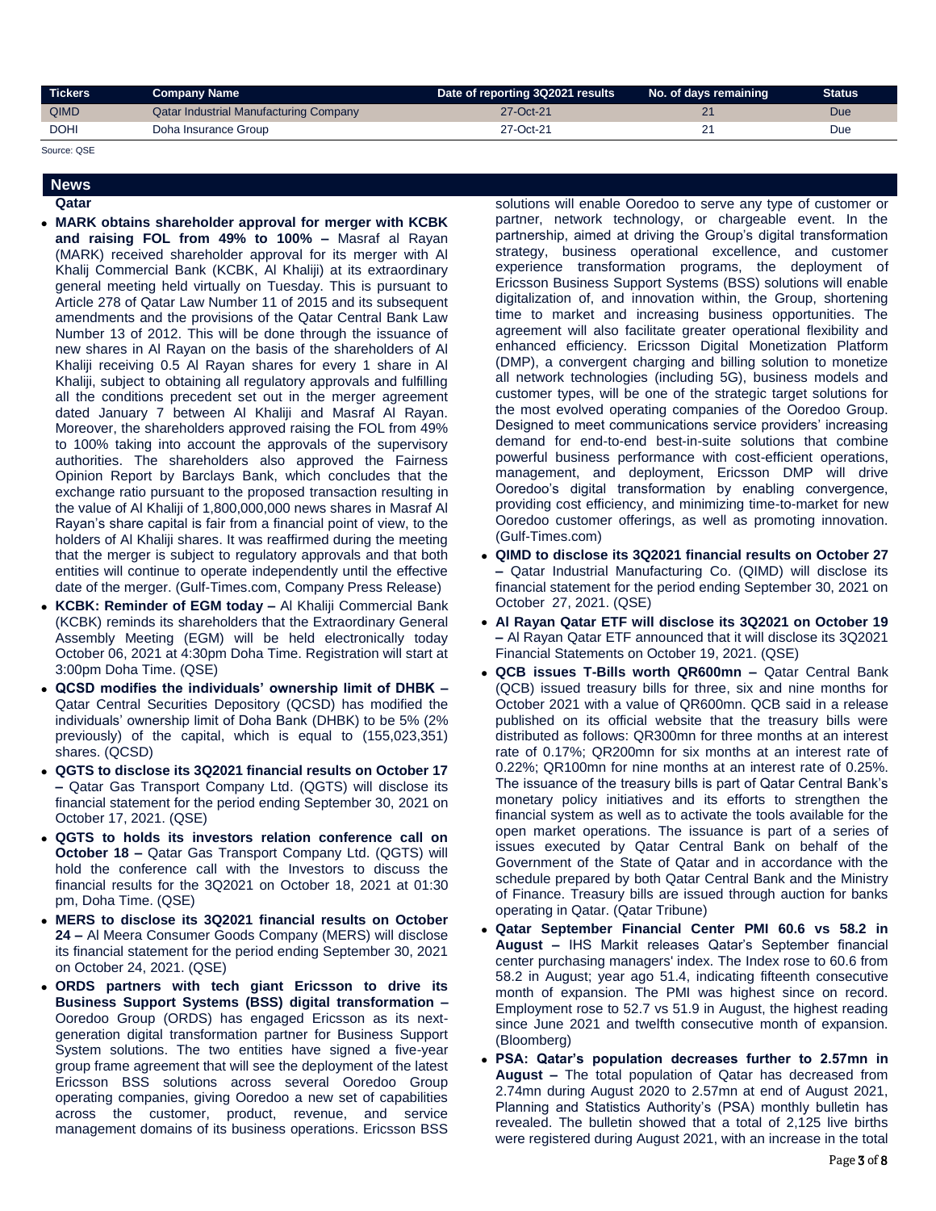| Tickers | Company Name | Date of reporting 3Q2021 results | No. of days remaining | Status |
|---|---|---|---|---|
| QIMD | Qatar Industrial Manufacturing Company | 27-Oct-21 | 21 | Due |
| DOHI | Doha Insurance Group | 27-Oct-21 | 21 | Due |

Source: QSE

## News

### Qatar

- **MARK obtains shareholder approval for merger with KCBK and raising FOL from 49% to 100% –** Masraf al Rayan (MARK) received shareholder approval for its merger with Al Khalij Commercial Bank (KCBK, Al Khaliji) at its extraordinary general meeting held virtually on Tuesday. This is pursuant to Article 278 of Qatar Law Number 11 of 2015 and its subsequent amendments and the provisions of the Qatar Central Bank Law Number 13 of 2012. This will be done through the issuance of new shares in Al Rayan on the basis of the shareholders of Al Khaliji receiving 0.5 Al Rayan shares for every 1 share in Al Khaliji, subject to obtaining all regulatory approvals and fulfilling all the conditions precedent set out in the merger agreement dated January 7 between Al Khaliji and Masraf Al Rayan. Moreover, the shareholders approved raising the FOL from 49% to 100% taking into account the approvals of the supervisory authorities. The shareholders also approved the Fairness Opinion Report by Barclays Bank, which concludes that the exchange ratio pursuant to the proposed transaction resulting in the value of Al Khaliji of 1,800,000,000 news shares in Masraf Al Rayan's share capital is fair from a financial point of view, to the holders of Al Khaliji shares. It was reaffirmed during the meeting that the merger is subject to regulatory approvals and that both entities will continue to operate independently until the effective date of the merger. (Gulf-Times.com, Company Press Release)
- **KCBK: Reminder of EGM today –** Al Khaliji Commercial Bank (KCBK) reminds its shareholders that the Extraordinary General Assembly Meeting (EGM) will be held electronically today October 06, 2021 at 4:30pm Doha Time. Registration will start at 3:00pm Doha Time. (QSE)
- **QCSD modifies the individuals' ownership limit of DHBK –** Qatar Central Securities Depository (QCSD) has modified the individuals' ownership limit of Doha Bank (DHBK) to be 5% (2% previously) of the capital, which is equal to (155,023,351) shares. (QCSD)
- **QGTS to disclose its 3Q2021 financial results on October 17 –** Qatar Gas Transport Company Ltd. (QGTS) will disclose its financial statement for the period ending September 30, 2021 on October 17, 2021. (QSE)
- **QGTS to holds its investors relation conference call on October 18 –** Qatar Gas Transport Company Ltd. (QGTS) will hold the conference call with the Investors to discuss the financial results for the 3Q2021 on October 18, 2021 at 01:30 pm, Doha Time. (QSE)
- **MERS to disclose its 3Q2021 financial results on October 24 –** Al Meera Consumer Goods Company (MERS) will disclose its financial statement for the period ending September 30, 2021 on October 24, 2021. (QSE)
- **ORDS partners with tech giant Ericsson to drive its Business Support Systems (BSS) digital transformation –** Ooredoo Group (ORDS) has engaged Ericsson as its next-generation digital transformation partner for Business Support System solutions. The two entities have signed a five-year group frame agreement that will see the deployment of the latest Ericsson BSS solutions across several Ooredoo Group operating companies, giving Ooredoo a new set of capabilities across the customer, product, revenue, and service management domains of its business operations. Ericsson BSS solutions will enable Ooredoo to serve any type of customer or partner, network technology, or chargeable event. In the partnership, aimed at driving the Group's digital transformation strategy, business operational excellence, and customer experience transformation programs, the deployment of Ericsson Business Support Systems (BSS) solutions will enable digitalization of, and innovation within, the Group, shortening time to market and increasing business opportunities. The agreement will also facilitate greater operational flexibility and enhanced efficiency. Ericsson Digital Monetization Platform (DMP), a convergent charging and billing solution to monetize all network technologies (including 5G), business models and customer types, will be one of the strategic target solutions for the most evolved operating companies of the Ooredoo Group. Designed to meet communications service providers' increasing demand for end-to-end best-in-suite solutions that combine powerful business performance with cost-efficient operations, management, and deployment, Ericsson DMP will drive Ooredoo's digital transformation by enabling convergence, providing cost efficiency, and minimizing time-to-market for new Ooredoo customer offerings, as well as promoting innovation. (Gulf-Times.com)
- **QIMD to disclose its 3Q2021 financial results on October 27 –** Qatar Industrial Manufacturing Co. (QIMD) will disclose its financial statement for the period ending September 30, 2021 on October 27, 2021. (QSE)
- **Al Rayan Qatar ETF will disclose its 3Q2021 on October 19 –** Al Rayan Qatar ETF announced that it will disclose its 3Q2021 Financial Statements on October 19, 2021. (QSE)
- **QCB issues T-Bills worth QR600mn –** Qatar Central Bank (QCB) issued treasury bills for three, six and nine months for October 2021 with a value of QR600mn. QCB said in a release published on its official website that the treasury bills were distributed as follows: QR300mn for three months at an interest rate of 0.17%; QR200mn for six months at an interest rate of 0.22%; QR100mn for nine months at an interest rate of 0.25%. The issuance of the treasury bills is part of Qatar Central Bank's monetary policy initiatives and its efforts to strengthen the financial system as well as to activate the tools available for the open market operations. The issuance is part of a series of issues executed by Qatar Central Bank on behalf of the Government of the State of Qatar and in accordance with the schedule prepared by both Qatar Central Bank and the Ministry of Finance. Treasury bills are issued through auction for banks operating in Qatar. (Qatar Tribune)
- **Qatar September Financial Center PMI 60.6 vs 58.2 in August –** IHS Markit releases Qatar's September financial center purchasing managers' index. The Index rose to 60.6 from 58.2 in August; year ago 51.4, indicating fifteenth consecutive month of expansion. The PMI was highest since on record. Employment rose to 52.7 vs 51.9 in August, the highest reading since June 2021 and twelfth consecutive month of expansion. (Bloomberg)
- **PSA: Qatar's population decreases further to 2.57mn in August –** The total population of Qatar has decreased from 2.74mn during August 2020 to 2.57mn at end of August 2021, Planning and Statistics Authority's (PSA) monthly bulletin has revealed. The bulletin showed that a total of 2,125 live births were registered during August 2021, with an increase in the total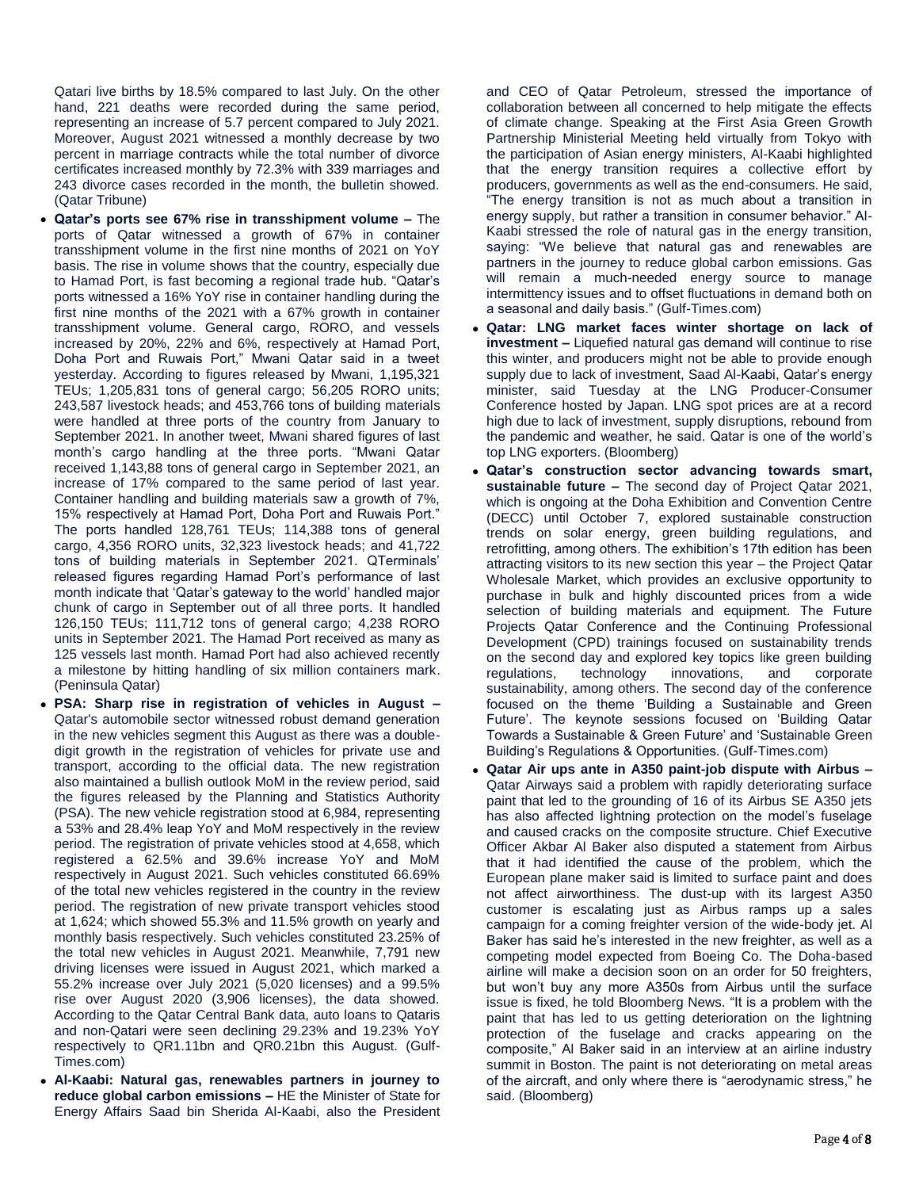Qatari live births by 18.5% compared to last July. On the other hand, 221 deaths were recorded during the same period, representing an increase of 5.7 percent compared to July 2021. Moreover, August 2021 witnessed a monthly decrease by two percent in marriage contracts while the total number of divorce certificates increased monthly by 72.3% with 339 marriages and 243 divorce cases recorded in the month, the bulletin showed. (Qatar Tribune)

- **Qatar's ports see 67% rise in transshipment volume –** The ports of Qatar witnessed a growth of 67% in container transshipment volume in the first nine months of 2021 on YoY basis. The rise in volume shows that the country, especially due to Hamad Port, is fast becoming a regional trade hub. "Qatar's ports witnessed a 16% YoY rise in container handling during the first nine months of the 2021 with a 67% growth in container transshipment volume. General cargo, RORO, and vessels increased by 20%, 22% and 6%, respectively at Hamad Port, Doha Port and Ruwais Port," Mwani Qatar said in a tweet yesterday. According to figures released by Mwani, 1,195,321 TEUs; 1,205,831 tons of general cargo; 56,205 RORO units; 243,587 livestock heads; and 453,766 tons of building materials were handled at three ports of the country from January to September 2021. In another tweet, Mwani shared figures of last month's cargo handling at the three ports. "Mwani Qatar received 1,143,88 tons of general cargo in September 2021, an increase of 17% compared to the same period of last year. Container handling and building materials saw a growth of 7%, 15% respectively at Hamad Port, Doha Port and Ruwais Port." The ports handled 128,761 TEUs; 114,388 tons of general cargo, 4,356 RORO units, 32,323 livestock heads; and 41,722 tons of building materials in September 2021. QTerminals' released figures regarding Hamad Port's performance of last month indicate that 'Qatar's gateway to the world' handled major chunk of cargo in September out of all three ports. It handled 126,150 TEUs; 111,712 tons of general cargo; 4,238 RORO units in September 2021. The Hamad Port received as many as 125 vessels last month. Hamad Port had also achieved recently a milestone by hitting handling of six million containers mark. (Peninsula Qatar)
- **PSA: Sharp rise in registration of vehicles in August –** Qatar's automobile sector witnessed robust demand generation in the new vehicles segment this August as there was a double-digit growth in the registration of vehicles for private use and transport, according to the official data. The new registration also maintained a bullish outlook MoM in the review period, said the figures released by the Planning and Statistics Authority (PSA). The new vehicle registration stood at 6,984, representing a 53% and 28.4% leap YoY and MoM respectively in the review period. The registration of private vehicles stood at 4,658, which registered a 62.5% and 39.6% increase YoY and MoM respectively in August 2021. Such vehicles constituted 66.69% of the total new vehicles registered in the country in the review period. The registration of new private transport vehicles stood at 1,624; which showed 55.3% and 11.5% growth on yearly and monthly basis respectively. Such vehicles constituted 23.25% of the total new vehicles in August 2021. Meanwhile, 7,791 new driving licenses were issued in August 2021, which marked a 55.2% increase over July 2021 (5,020 licenses) and a 99.5% rise over August 2020 (3,906 licenses), the data showed. According to the Qatar Central Bank data, auto loans to Qataris and non-Qatari were seen declining 29.23% and 19.23% YoY respectively to QR1.11bn and QR0.21bn this August. (Gulf-Times.com)
- **Al-Kaabi: Natural gas, renewables partners in journey to reduce global carbon emissions –** HE the Minister of State for Energy Affairs Saad bin Sherida Al-Kaabi, also the President and CEO of Qatar Petroleum, stressed the importance of collaboration between all concerned to help mitigate the effects of climate change. Speaking at the First Asia Green Growth Partnership Ministerial Meeting held virtually from Tokyo with the participation of Asian energy ministers, Al-Kaabi highlighted that the energy transition requires a collective effort by producers, governments as well as the end-consumers. He said, "The energy transition is not as much about a transition in energy supply, but rather a transition in consumer behavior." Al-Kaabi stressed the role of natural gas in the energy transition, saying: "We believe that natural gas and renewables are partners in the journey to reduce global carbon emissions. Gas will remain a much-needed energy source to manage intermittency issues and to offset fluctuations in demand both on a seasonal and daily basis." (Gulf-Times.com)
- **Qatar: LNG market faces winter shortage on lack of investment –** Liquefied natural gas demand will continue to rise this winter, and producers might not be able to provide enough supply due to lack of investment, Saad Al-Kaabi, Qatar's energy minister, said Tuesday at the LNG Producer-Consumer Conference hosted by Japan. LNG spot prices are at a record high due to lack of investment, supply disruptions, rebound from the pandemic and weather, he said. Qatar is one of the world's top LNG exporters. (Bloomberg)
- **Qatar's construction sector advancing towards smart, sustainable future –** The second day of Project Qatar 2021, which is ongoing at the Doha Exhibition and Convention Centre (DECC) until October 7, explored sustainable construction trends on solar energy, green building regulations, and retrofitting, among others. The exhibition's 17th edition has been attracting visitors to its new section this year – the Project Qatar Wholesale Market, which provides an exclusive opportunity to purchase in bulk and highly discounted prices from a wide selection of building materials and equipment. The Future Projects Qatar Conference and the Continuing Professional Development (CPD) trainings focused on sustainability trends on the second day and explored key topics like green building regulations, technology innovations, and corporate sustainability, among others. The second day of the conference focused on the theme 'Building a Sustainable and Green Future'. The keynote sessions focused on 'Building Qatar Towards a Sustainable & Green Future' and 'Sustainable Green Building's Regulations & Opportunities. (Gulf-Times.com)
- **Qatar Air ups ante in A350 paint-job dispute with Airbus –** Qatar Airways said a problem with rapidly deteriorating surface paint that led to the grounding of 16 of its Airbus SE A350 jets has also affected lightning protection on the model's fuselage and caused cracks on the composite structure. Chief Executive Officer Akbar Al Baker also disputed a statement from Airbus that it had identified the cause of the problem, which the European plane maker said is limited to surface paint and does not affect airworthiness. The dust-up with its largest A350 customer is escalating just as Airbus ramps up a sales campaign for a coming freighter version of the wide-body jet. Al Baker has said he's interested in the new freighter, as well as a competing model expected from Boeing Co. The Doha-based airline will make a decision soon on an order for 50 freighters, but won't buy any more A350s from Airbus until the surface issue is fixed, he told Bloomberg News. "It is a problem with the paint that has led to us getting deterioration on the lightning protection of the fuselage and cracks appearing on the composite," Al Baker said in an interview at an airline industry summit in Boston. The paint is not deteriorating on metal areas of the aircraft, and only where there is "aerodynamic stress," he said. (Bloomberg)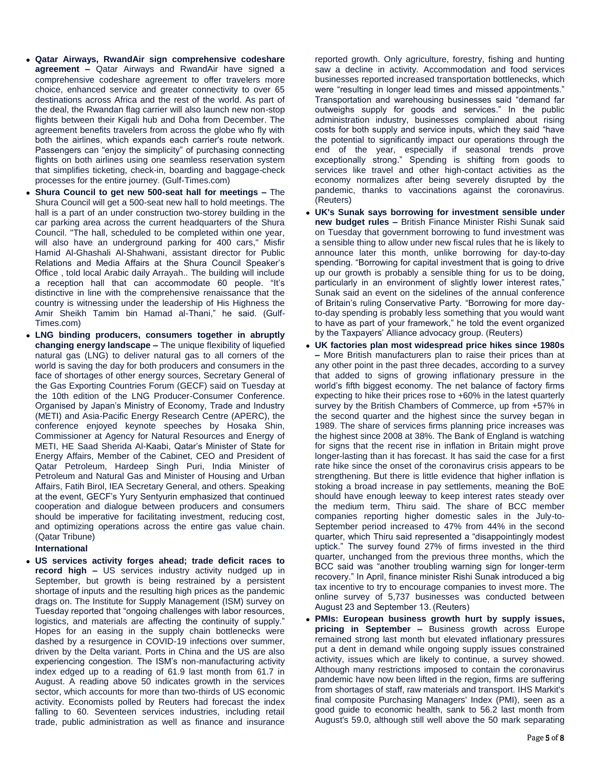- **Qatar Airways, RwandAir sign comprehensive codeshare agreement –** Qatar Airways and RwandAir have signed a comprehensive codeshare agreement to offer travelers more choice, enhanced service and greater connectivity to over 65 destinations across Africa and the rest of the world. As part of the deal, the Rwandan flag carrier will also launch new non-stop flights between their Kigali hub and Doha from December. The agreement benefits travelers from across the globe who fly with both the airlines, which expands each carrier's route network. Passengers can "enjoy the simplicity" of purchasing connecting flights on both airlines using one seamless reservation system that simplifies ticketing, check-in, boarding and baggage-check processes for the entire journey. (Gulf-Times.com)
- **Shura Council to get new 500-seat hall for meetings –** The Shura Council will get a 500-seat new hall to hold meetings. The hall is a part of an under construction two-storey building in the car parking area across the current headquarters of the Shura Council. "The hall, scheduled to be completed within one year, will also have an underground parking for 400 cars," Misfir Hamid Al-Ghashali Al-Shahwani, assistant director for Public Relations and Media Affairs at the Shura Council Speaker's Office , told local Arabic daily Arrayah.. The building will include a reception hall that can accommodate 60 people. "It's distinctive in line with the comprehensive renaissance that the country is witnessing under the leadership of His Highness the Amir Sheikh Tamim bin Hamad al-Thani," he said. (Gulf-Times.com)
- **LNG binding producers, consumers together in abruptly changing energy landscape –** The unique flexibility of liquefied natural gas (LNG) to deliver natural gas to all corners of the world is saving the day for both producers and consumers in the face of shortages of other energy sources, Secretary General of the Gas Exporting Countries Forum (GECF) said on Tuesday at the 10th edition of the LNG Producer-Consumer Conference. Organised by Japan's Ministry of Economy, Trade and Industry (METI) and Asia-Pacific Energy Research Centre (APERC), the conference enjoyed keynote speeches by Hosaka Shin, Commissioner at Agency for Natural Resources and Energy of METI, HE Saad Sherida Al-Kaabi, Qatar's Minister of State for Energy Affairs, Member of the Cabinet, CEO and President of Qatar Petroleum, Hardeep Singh Puri, India Minister of Petroleum and Natural Gas and Minister of Housing and Urban Affairs, Fatih Birol, IEA Secretary General, and others. Speaking at the event, GECF's Yury Sentyurin emphasized that continued cooperation and dialogue between producers and consumers should be imperative for facilitating investment, reducing cost, and optimizing operations across the entire gas value chain. (Qatar Tribune)

**International**

- **US services activity forges ahead; trade deficit races to record high –** US services industry activity nudged up in September, but growth is being restrained by a persistent shortage of inputs and the resulting high prices as the pandemic drags on. The Institute for Supply Management (ISM) survey on Tuesday reported that "ongoing challenges with labor resources, logistics, and materials are affecting the continuity of supply." Hopes for an easing in the supply chain bottlenecks were dashed by a resurgence in COVID-19 infections over summer, driven by the Delta variant. Ports in China and the US are also experiencing congestion. The ISM's non-manufacturing activity index edged up to a reading of 61.9 last month from 61.7 in August. A reading above 50 indicates growth in the services sector, which accounts for more than two-thirds of US economic activity. Economists polled by Reuters had forecast the index falling to 60. Seventeen services industries, including retail trade, public administration as well as finance and insurance reported growth. Only agriculture, forestry, fishing and hunting saw a decline in activity. Accommodation and food services businesses reported increased transportation bottlenecks, which were "resulting in longer lead times and missed appointments." Transportation and warehousing businesses said "demand far outweighs supply for goods and services." In the public administration industry, businesses complained about rising costs for both supply and service inputs, which they said "have the potential to significantly impact our operations through the end of the year, especially if seasonal trends prove exceptionally strong." Spending is shifting from goods to services like travel and other high-contact activities as the economy normalizes after being severely disrupted by the pandemic, thanks to vaccinations against the coronavirus. (Reuters)
- **UK's Sunak says borrowing for investment sensible under new budget rules –** British Finance Minister Rishi Sunak said on Tuesday that government borrowing to fund investment was a sensible thing to allow under new fiscal rules that he is likely to announce later this month, unlike borrowing for day-to-day spending. "Borrowing for capital investment that is going to drive up our growth is probably a sensible thing for us to be doing, particularly in an environment of slightly lower interest rates," Sunak said an event on the sidelines of the annual conference of Britain's ruling Conservative Party. "Borrowing for more day-to-day spending is probably less something that you would want to have as part of your framework," he told the event organized by the Taxpayers' Alliance advocacy group. (Reuters)
- **UK factories plan most widespread price hikes since 1980s –** More British manufacturers plan to raise their prices than at any other point in the past three decades, according to a survey that added to signs of growing inflationary pressure in the world's fifth biggest economy. The net balance of factory firms expecting to hike their prices rose to +60% in the latest quarterly survey by the British Chambers of Commerce, up from +57% in the second quarter and the highest since the survey began in 1989. The share of services firms planning price increases was the highest since 2008 at 38%. The Bank of England is watching for signs that the recent rise in inflation in Britain might prove longer-lasting than it has forecast. It has said the case for a first rate hike since the onset of the coronavirus crisis appears to be strengthening. But there is little evidence that higher inflation is stoking a broad increase in pay settlements, meaning the BoE should have enough leeway to keep interest rates steady over the medium term, Thiru said. The share of BCC member companies reporting higher domestic sales in the July-to-September period increased to 47% from 44% in the second quarter, which Thiru said represented a "disappointingly modest uptick." The survey found 27% of firms invested in the third quarter, unchanged from the previous three months, which the BCC said was "another troubling warning sign for longer-term recovery." In April, finance minister Rishi Sunak introduced a big tax incentive to try to encourage companies to invest more. The online survey of 5,737 businesses was conducted between August 23 and September 13. (Reuters)
- **PMIs: European business growth hurt by supply issues, pricing in September –** Business growth across Europe remained strong last month but elevated inflationary pressures put a dent in demand while ongoing supply issues constrained activity, issues which are likely to continue, a survey showed. Although many restrictions imposed to contain the coronavirus pandemic have now been lifted in the region, firms are suffering from shortages of staff, raw materials and transport. IHS Markit's final composite Purchasing Managers' Index (PMI), seen as a good guide to economic health, sank to 56.2 last month from August's 59.0, although still well above the 50 mark separating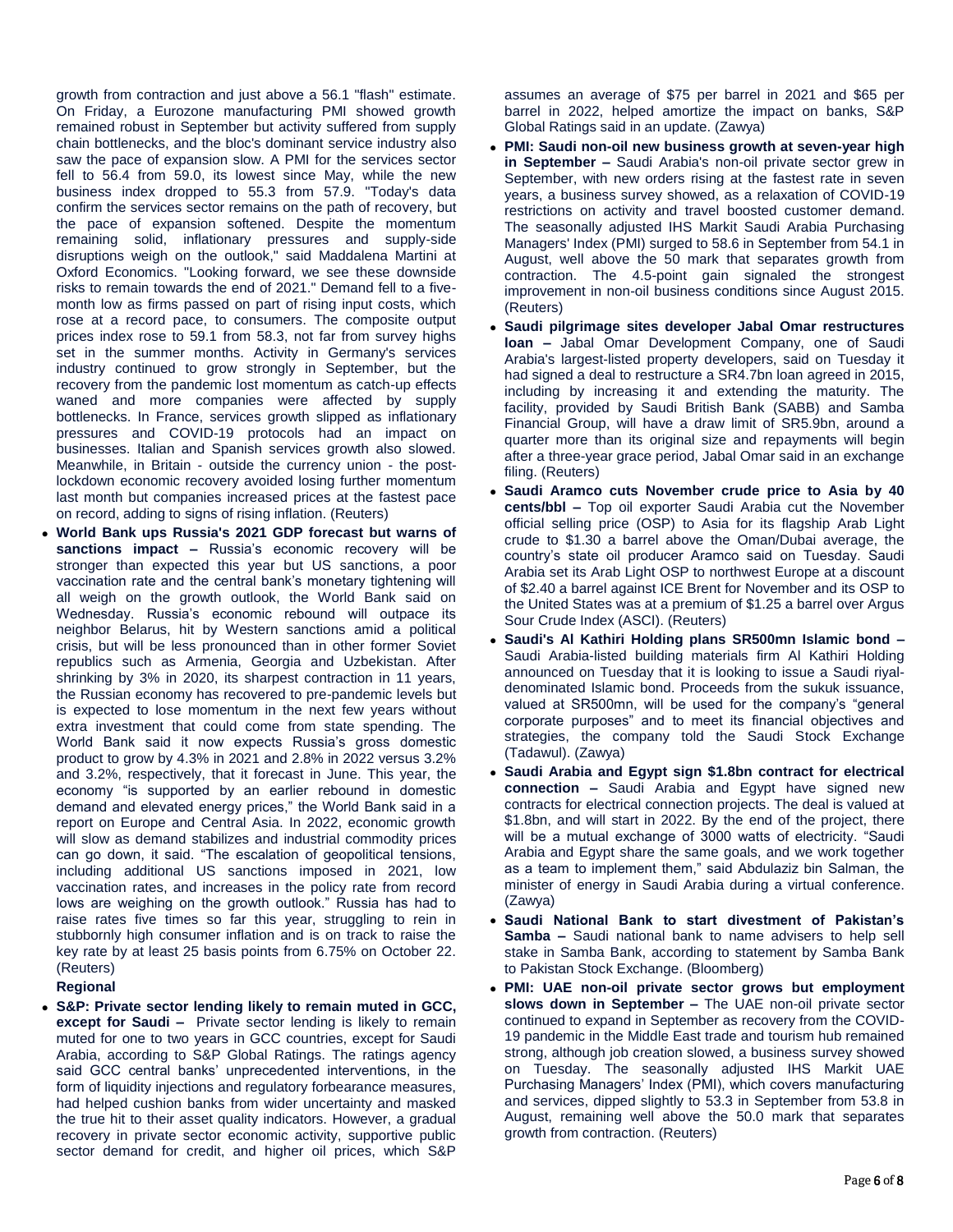growth from contraction and just above a 56.1 "flash" estimate. On Friday, a Eurozone manufacturing PMI showed growth remained robust in September but activity suffered from supply chain bottlenecks, and the bloc's dominant service industry also saw the pace of expansion slow. A PMI for the services sector fell to 56.4 from 59.0, its lowest since May, while the new business index dropped to 55.3 from 57.9. "Today's data confirm the services sector remains on the path of recovery, but the pace of expansion softened. Despite the momentum remaining solid, inflationary pressures and supply-side disruptions weigh on the outlook," said Maddalena Martini at Oxford Economics. "Looking forward, we see these downside risks to remain towards the end of 2021." Demand fell to a five-month low as firms passed on part of rising input costs, which rose at a record pace, to consumers. The composite output prices index rose to 59.1 from 58.3, not far from survey highs set in the summer months. Activity in Germany's services industry continued to grow strongly in September, but the recovery from the pandemic lost momentum as catch-up effects waned and more companies were affected by supply bottlenecks. In France, services growth slipped as inflationary pressures and COVID-19 protocols had an impact on businesses. Italian and Spanish services growth also slowed. Meanwhile, in Britain - outside the currency union - the post-lockdown economic recovery avoided losing further momentum last month but companies increased prices at the fastest pace on record, adding to signs of rising inflation. (Reuters)

- **World Bank ups Russia's 2021 GDP forecast but warns of sanctions impact –** Russia's economic recovery will be stronger than expected this year but US sanctions, a poor vaccination rate and the central bank's monetary tightening will all weigh on the growth outlook, the World Bank said on Wednesday. Russia's economic rebound will outpace its neighbor Belarus, hit by Western sanctions amid a political crisis, but will be less pronounced than in other former Soviet republics such as Armenia, Georgia and Uzbekistan. After shrinking by 3% in 2020, its sharpest contraction in 11 years, the Russian economy has recovered to pre-pandemic levels but is expected to lose momentum in the next few years without extra investment that could come from state spending. The World Bank said it now expects Russia's gross domestic product to grow by 4.3% in 2021 and 2.8% in 2022 versus 3.2% and 3.2%, respectively, that it forecast in June. This year, the economy "is supported by an earlier rebound in domestic demand and elevated energy prices," the World Bank said in a report on Europe and Central Asia. In 2022, economic growth will slow as demand stabilizes and industrial commodity prices can go down, it said. "The escalation of geopolitical tensions, including additional US sanctions imposed in 2021, low vaccination rates, and increases in the policy rate from record lows are weighing on the growth outlook." Russia has had to raise rates five times so far this year, struggling to rein in stubbornly high consumer inflation and is on track to raise the key rate by at least 25 basis points from 6.75% on October 22. (Reuters)

**Regional**

- **S&P: Private sector lending likely to remain muted in GCC, except for Saudi –** Private sector lending is likely to remain muted for one to two years in GCC countries, except for Saudi Arabia, according to S&P Global Ratings. The ratings agency said GCC central banks' unprecedented interventions, in the form of liquidity injections and regulatory forbearance measures, had helped cushion banks from wider uncertainty and masked the true hit to their asset quality indicators. However, a gradual recovery in private sector economic activity, supportive public sector demand for credit, and higher oil prices, which S&P assumes an average of $75 per barrel in 2021 and $65 per barrel in 2022, helped amortize the impact on banks, S&P Global Ratings said in an update. (Zawya)
- **PMI: Saudi non-oil new business growth at seven-year high in September –** Saudi Arabia's non-oil private sector grew in September, with new orders rising at the fastest rate in seven years, a business survey showed, as a relaxation of COVID-19 restrictions on activity and travel boosted customer demand. The seasonally adjusted IHS Markit Saudi Arabia Purchasing Managers' Index (PMI) surged to 58.6 in September from 54.1 in August, well above the 50 mark that separates growth from contraction. The 4.5-point gain signaled the strongest improvement in non-oil business conditions since August 2015. (Reuters)
- **Saudi pilgrimage sites developer Jabal Omar restructures loan –** Jabal Omar Development Company, one of Saudi Arabia's largest-listed property developers, said on Tuesday it had signed a deal to restructure a SR4.7bn loan agreed in 2015, including by increasing it and extending the maturity. The facility, provided by Saudi British Bank (SABB) and Samba Financial Group, will have a draw limit of SR5.9bn, around a quarter more than its original size and repayments will begin after a three-year grace period, Jabal Omar said in an exchange filing. (Reuters)
- **Saudi Aramco cuts November crude price to Asia by 40 cents/bbl –** Top oil exporter Saudi Arabia cut the November official selling price (OSP) to Asia for its flagship Arab Light crude to $1.30 a barrel above the Oman/Dubai average, the country's state oil producer Aramco said on Tuesday. Saudi Arabia set its Arab Light OSP to northwest Europe at a discount of $2.40 a barrel against ICE Brent for November and its OSP to the United States was at a premium of $1.25 a barrel over Argus Sour Crude Index (ASCI). (Reuters)
- **Saudi's Al Kathiri Holding plans SR500mn Islamic bond –** Saudi Arabia-listed building materials firm Al Kathiri Holding announced on Tuesday that it is looking to issue a Saudi riyal-denominated Islamic bond. Proceeds from the sukuk issuance, valued at SR500mn, will be used for the company's "general corporate purposes" and to meet its financial objectives and strategies, the company told the Saudi Stock Exchange (Tadawul). (Zawya)
- **Saudi Arabia and Egypt sign $1.8bn contract for electrical connection –** Saudi Arabia and Egypt have signed new contracts for electrical connection projects. The deal is valued at $1.8bn, and will start in 2022. By the end of the project, there will be a mutual exchange of 3000 watts of electricity. "Saudi Arabia and Egypt share the same goals, and we work together as a team to implement them," said Abdulaziz bin Salman, the minister of energy in Saudi Arabia during a virtual conference. (Zawya)
- **Saudi National Bank to start divestment of Pakistan's Samba –** Saudi national bank to name advisers to help sell stake in Samba Bank, according to statement by Samba Bank to Pakistan Stock Exchange. (Bloomberg)
- **PMI: UAE non-oil private sector grows but employment slows down in September –** The UAE non-oil private sector continued to expand in September as recovery from the COVID-19 pandemic in the Middle East trade and tourism hub remained strong, although job creation slowed, a business survey showed on Tuesday. The seasonally adjusted IHS Markit UAE Purchasing Managers' Index (PMI), which covers manufacturing and services, dipped slightly to 53.3 in September from 53.8 in August, remaining well above the 50.0 mark that separates growth from contraction. (Reuters)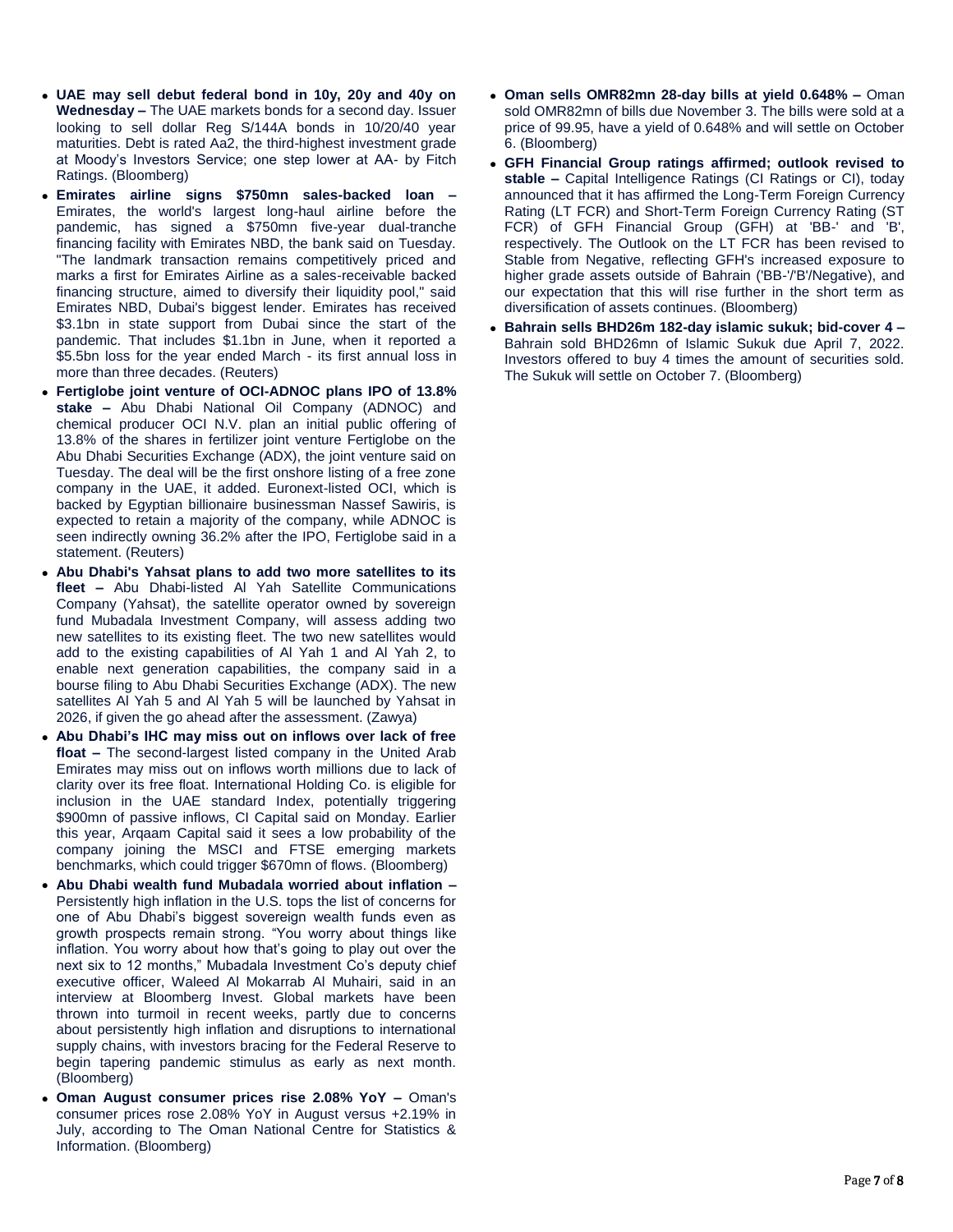- **UAE may sell debut federal bond in 10y, 20y and 40y on Wednesday –** The UAE markets bonds for a second day. Issuer looking to sell dollar Reg S/144A bonds in 10/20/40 year maturities. Debt is rated Aa2, the third-highest investment grade at Moody's Investors Service; one step lower at AA- by Fitch Ratings. (Bloomberg)
- **Emirates airline signs $750mn sales-backed loan –** Emirates, the world's largest long-haul airline before the pandemic, has signed a $750mn five-year dual-tranche financing facility with Emirates NBD, the bank said on Tuesday. "The landmark transaction remains competitively priced and marks a first for Emirates Airline as a sales-receivable backed financing structure, aimed to diversify their liquidity pool," said Emirates NBD, Dubai's biggest lender. Emirates has received $3.1bn in state support from Dubai since the start of the pandemic. That includes $1.1bn in June, when it reported a $5.5bn loss for the year ended March - its first annual loss in more than three decades. (Reuters)
- **Fertiglobe joint venture of OCI-ADNOC plans IPO of 13.8% stake –** Abu Dhabi National Oil Company (ADNOC) and chemical producer OCI N.V. plan an initial public offering of 13.8% of the shares in fertilizer joint venture Fertiglobe on the Abu Dhabi Securities Exchange (ADX), the joint venture said on Tuesday. The deal will be the first onshore listing of a free zone company in the UAE, it added. Euronext-listed OCI, which is backed by Egyptian billionaire businessman Nassef Sawiris, is expected to retain a majority of the company, while ADNOC is seen indirectly owning 36.2% after the IPO, Fertiglobe said in a statement. (Reuters)
- **Abu Dhabi's Yahsat plans to add two more satellites to its fleet –** Abu Dhabi-listed Al Yah Satellite Communications Company (Yahsat), the satellite operator owned by sovereign fund Mubadala Investment Company, will assess adding two new satellites to its existing fleet. The two new satellites would add to the existing capabilities of Al Yah 1 and Al Yah 2, to enable next generation capabilities, the company said in a bourse filing to Abu Dhabi Securities Exchange (ADX). The new satellites Al Yah 5 and Al Yah 5 will be launched by Yahsat in 2026, if given the go ahead after the assessment. (Zawya)
- **Abu Dhabi's IHC may miss out on inflows over lack of free float –** The second-largest listed company in the United Arab Emirates may miss out on inflows worth millions due to lack of clarity over its free float. International Holding Co. is eligible for inclusion in the UAE standard Index, potentially triggering $900mn of passive inflows, CI Capital said on Monday. Earlier this year, Arqaam Capital said it sees a low probability of the company joining the MSCI and FTSE emerging markets benchmarks, which could trigger $670mn of flows. (Bloomberg)
- **Abu Dhabi wealth fund Mubadala worried about inflation –** Persistently high inflation in the U.S. tops the list of concerns for one of Abu Dhabi's biggest sovereign wealth funds even as growth prospects remain strong. "You worry about things like inflation. You worry about how that's going to play out over the next six to 12 months," Mubadala Investment Co's deputy chief executive officer, Waleed Al Mokarrab Al Muhairi, said in an interview at Bloomberg Invest. Global markets have been thrown into turmoil in recent weeks, partly due to concerns about persistently high inflation and disruptions to international supply chains, with investors bracing for the Federal Reserve to begin tapering pandemic stimulus as early as next month. (Bloomberg)
- **Oman August consumer prices rise 2.08% YoY –** Oman's consumer prices rose 2.08% YoY in August versus +2.19% in July, according to The Oman National Centre for Statistics & Information. (Bloomberg)
- **Oman sells OMR82mn 28-day bills at yield 0.648% –** Oman sold OMR82mn of bills due November 3. The bills were sold at a price of 99.95, have a yield of 0.648% and will settle on October 6. (Bloomberg)
- **GFH Financial Group ratings affirmed; outlook revised to stable –** Capital Intelligence Ratings (CI Ratings or CI), today announced that it has affirmed the Long-Term Foreign Currency Rating (LT FCR) and Short-Term Foreign Currency Rating (ST FCR) of GFH Financial Group (GFH) at 'BB-' and 'B', respectively. The Outlook on the LT FCR has been revised to Stable from Negative, reflecting GFH's increased exposure to higher grade assets outside of Bahrain ('BB-'/'B'/Negative), and our expectation that this will rise further in the short term as diversification of assets continues. (Bloomberg)
- **Bahrain sells BHD26m 182-day islamic sukuk; bid-cover 4 –** Bahrain sold BHD26mn of Islamic Sukuk due April 7, 2022. Investors offered to buy 4 times the amount of securities sold. The Sukuk will settle on October 7. (Bloomberg)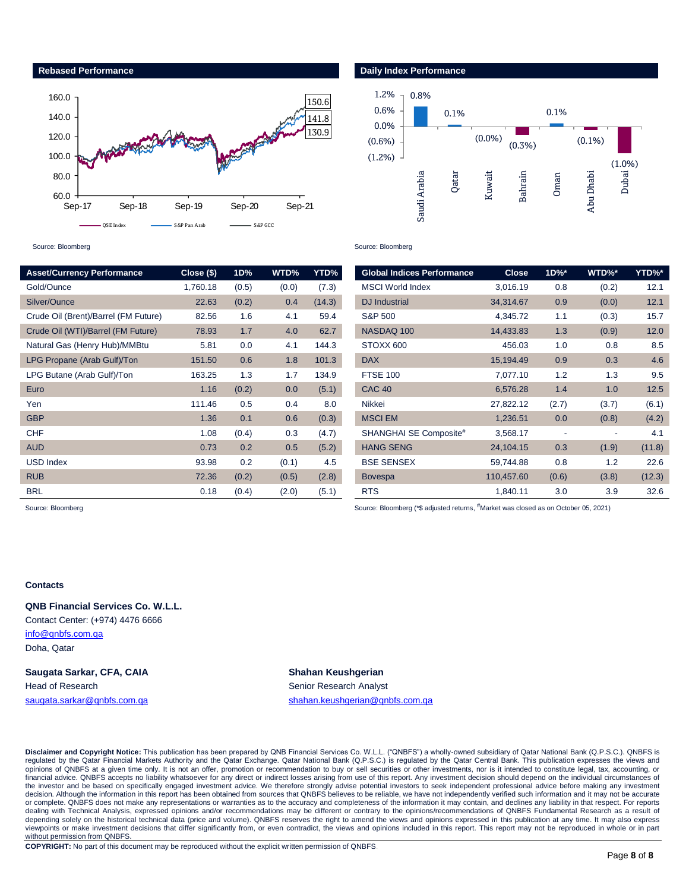**Rebased Performance**

160.0
140.0
120.0
100.0
80.0
60.0
Sep-17
Sep-18
Sep-19
Sep-20
Sep-21
150.6
141.8
130.9
QSE Index
S&P Pan Arab
S&P GCC

Source: Bloomberg

**Daily Index Performance**

1.2%
0.6%
0.0%
(0.6%)
(1.2%)
0.8%
0.1%
(0.0%)
(0.3%)
0.1%
(0.1%)
(1.0%)
Saudi Arabia
Qatar
Kuwait
Bahrain
Oman
Abu Dhabi
Dubai

Source: Bloomberg

| Asset/Currency Performance | Close ($) | 1D% | WTD% | YTD% |
|---|---|---|---|---|
| Gold/Ounce | 1,760.18 | (0.5) | (0.0) | (7.3) |
| Silver/Ounce | 22.63 | (0.2) | 0.4 | (14.3) |
| Crude Oil (Brent)/Barrel (FM Future) | 82.56 | 1.6 | 4.1 | 59.4 |
| Crude Oil (WTI)/Barrel (FM Future) | 78.93 | 1.7 | 4.0 | 62.7 |
| Natural Gas (Henry Hub)/MMBtu | 5.81 | 0.0 | 4.1 | 144.3 |
| LPG Propane (Arab Gulf)/Ton | 151.50 | 0.6 | 1.8 | 101.3 |
| LPG Butane (Arab Gulf)/Ton | 163.25 | 1.3 | 1.7 | 134.9 |
| Euro | 1.16 | (0.2) | 0.0 | (5.1) |
| Yen | 111.46 | 0.5 | 0.4 | 8.0 |
| GBP | 1.36 | 0.1 | 0.6 | (0.3) |
| CHF | 1.08 | (0.4) | 0.3 | (4.7) |
| AUD | 0.73 | 0.2 | 0.5 | (5.2) |
| USD Index | 93.98 | 0.2 | (0.1) | 4.5 |
| RUB | 72.36 | (0.2) | (0.5) | (2.8) |
| BRL | 0.18 | (0.4) | (2.0) | (5.1) |

Source: Bloomberg

| Global Indices Performance | Close | 1D%* | WTD%* | YTD%* |
|---|---|---|---|---|
| MSCI World Index | 3,016.19 | 0.8 | (0.2) | 12.1 |
| DJ Industrial | 34,314.67 | 0.9 | (0.0) | 12.1 |
| S&P 500 | 4,345.72 | 1.1 | (0.3) | 15.7 |
| NASDAQ 100 | 14,433.83 | 1.3 | (0.9) | 12.0 |
| STOXX 600 | 456.03 | 1.0 | 0.8 | 8.5 |
| DAX | 15,194.49 | 0.9 | 0.3 | 4.6 |
| FTSE 100 | 7,077.10 | 1.2 | 1.3 | 9.5 |
| CAC 40 | 6,576.28 | 1.4 | 1.0 | 12.5 |
| Nikkei | 27,822.12 | (2.7) | (3.7) | (6.1) |
| MSCI EM | 1,236.51 | 0.0 | (0.8) | (4.2) |
| SHANGHAI SE Composite# | 3,568.17 | - | - | 4.1 |
| HANG SENG | 24,104.15 | 0.3 | (1.9) | (11.8) |
| BSE SENSEX | 59,744.88 | 0.8 | 1.2 | 22.6 |
| Bovespa | 110,457.60 | (0.6) | (3.8) | (12.3) |
| RTS | 1,840.11 | 3.0 | 3.9 | 32.6 |

Source: Bloomberg (*$ adjusted returns, #Market was closed as on October 05, 2021)

**Contacts**

**QNB Financial Services Co. W.L.L.**
Contact Center: (+974) 4476 6666
info@qnbfs.com.qa
Doha, Qatar

**Saugata Sarkar, CFA, CAIA**
Head of Research
saugata.sarkar@qnbfs.com.qa

**Shahan Keushgerian**
Senior Research Analyst
shahan.keushgerian@qnbfs.com.qa

**Disclaimer and Copyright Notice:** This publication has been prepared by QNB Financial Services Co. W.L.L. ("QNBFS") a wholly-owned subsidiary of Qatar National Bank (Q.P.S.C.). QNBFS is regulated by the Qatar Financial Markets Authority and the Qatar Exchange. Qatar National Bank (Q.P.S.C.) is regulated by the Qatar Central Bank. This publication expresses the views and opinions of QNBFS at a given time only. It is not an offer, promotion or recommendation to buy or sell securities or other investments, nor is it intended to constitute legal, tax, accounting, or financial advice. QNBFS accepts no liability whatsoever for any direct or indirect losses arising from use of this report. Any investment decision should depend on the individual circumstances of the investor and be based on specifically engaged investment advice. We therefore strongly advise potential investors to seek independent professional advice before making any investment decision. Although the information in this report has been obtained from sources that QNBFS believes to be reliable, we have not independently verified such information and it may not be accurate or complete. QNBFS does not make any representations or warranties as to the accuracy and completeness of the information it may contain, and declines any liability in that respect. For reports dealing with Technical Analysis, expressed opinions and/or recommendations may be different or contrary to the opinions/recommendations of QNBFS Fundamental Research as a result of depending solely on the historical technical data (price and volume). QNBFS reserves the right to amend the views and opinions expressed in this publication at any time. It may also express viewpoints or make investment decisions that differ significantly from, or even contradict, the views and opinions included in this report. This report may not be reproduced in whole or in part without permission from QNBFS.

**COPYRIGHT:** No part of this document may be reproduced without the explicit written permission of QNBFS